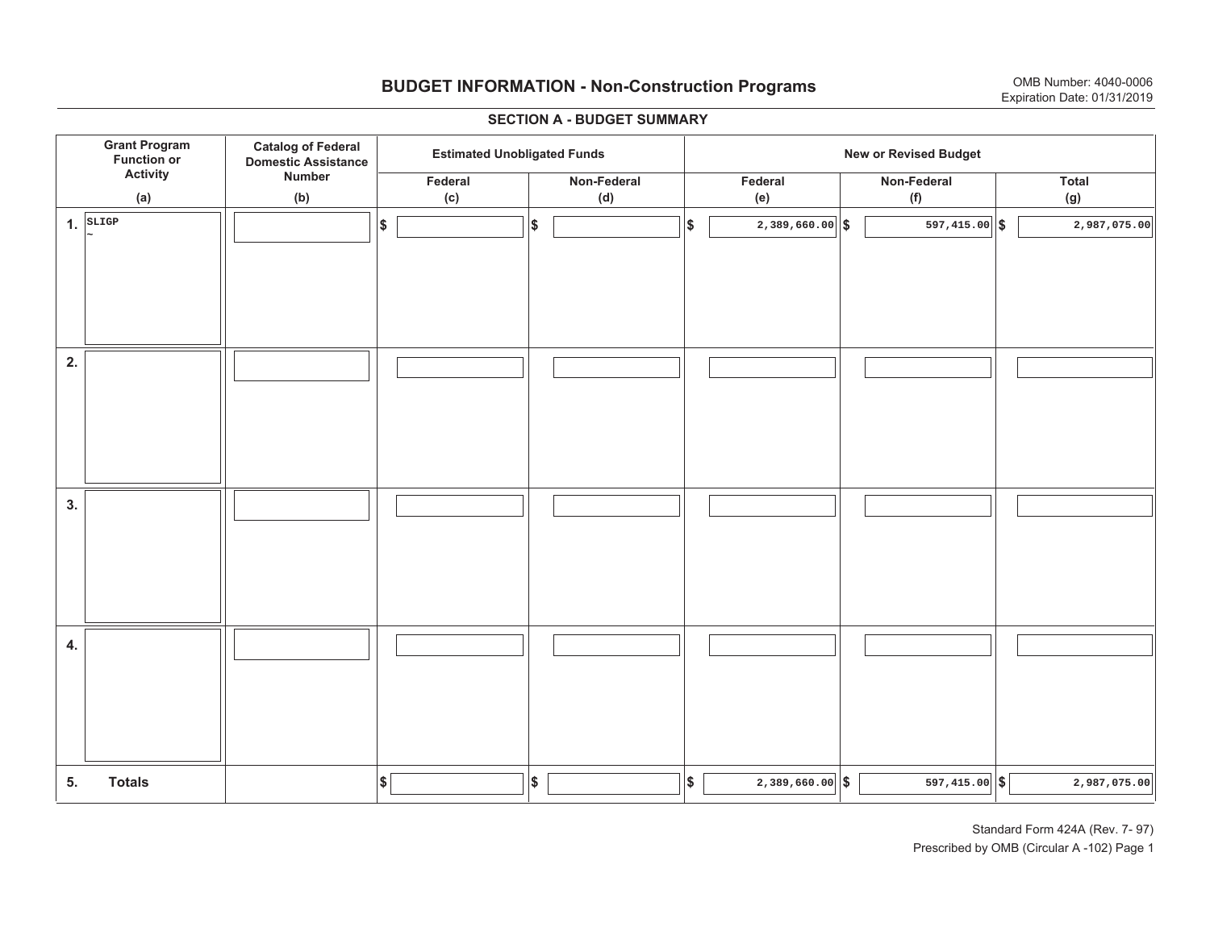# BUDGET INFORMATION - Non-Construction Programs

OMB Number: 4040-0006
Expiration Date: 01/31/2019

## SECTION A - BUDGET SUMMARY

| | Grant Program Function or Activity (a) | Catalog of Federal Domestic Assistance Number (b) | Estimated Unobligated Funds | | New or Revised Budget | | |
|---|---|---|---|---|---|---|---|
| | | | Federal (c) | Non-Federal (d) | Federal (e) | Non-Federal (f) | Total (g) |
| 1. | SLIGP ~ | | $ | $ | $ 2,389,660.00 | $ 597,415.00 | $ 2,987,075.00 |
| 2. | | | | | | | |
| 3. | | | | | | | |
| 4. | | | | | | | |
| 5. | Totals | | $ | $ | $ 2,389,660.00 | $ 597,415.00 | $ 2,987,075.00 |

Standard Form 424A (Rev. 7- 97)
Prescribed by OMB (Circular A -102) Page 1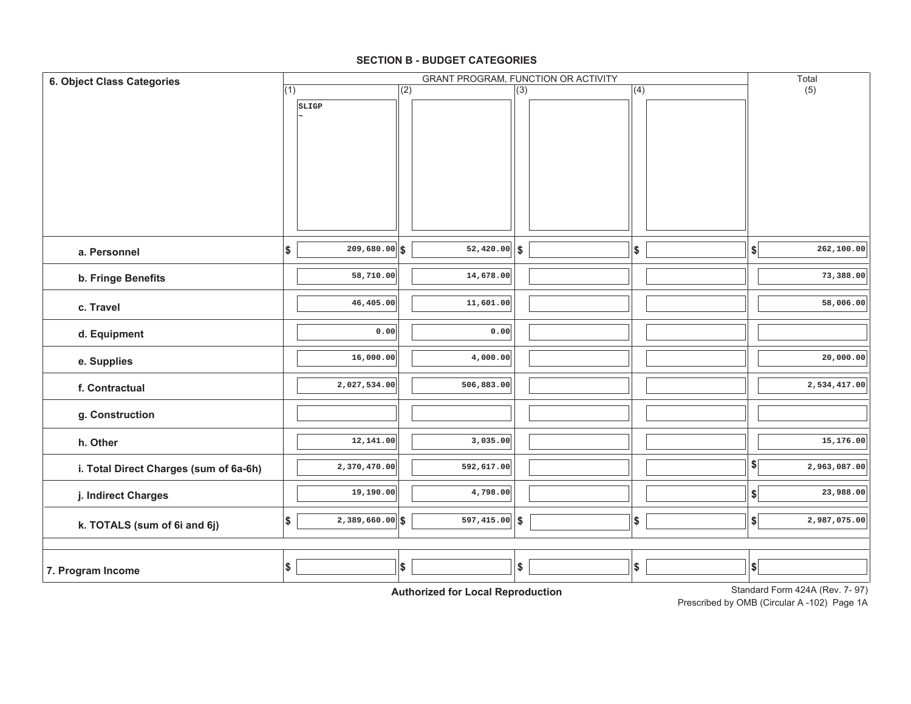## SECTION B - BUDGET CATEGORIES

| 6. Object Class Categories | GRANT PROGRAM, FUNCTION OR ACTIVITY | | | | Total (5) |
|---|---|---|---|---|---|
| | (1) SLIGP ~ | (2) | (3) | (4) | |
| a. Personnel | $ 209,680.00 | $ 52,420.00 | $ | $ | $ 262,100.00 |
| b. Fringe Benefits | 58,710.00 | 14,678.00 | | | 73,388.00 |
| c. Travel | 46,405.00 | 11,601.00 | | | 58,006.00 |
| d. Equipment | 0.00 | 0.00 | | | |
| e. Supplies | 16,000.00 | 4,000.00 | | | 20,000.00 |
| f. Contractual | 2,027,534.00 | 506,883.00 | | | 2,534,417.00 |
| g. Construction | | | | | |
| h. Other | 12,141.00 | 3,035.00 | | | 15,176.00 |
| i. Total Direct Charges (sum of 6a-6h) | 2,370,470.00 | 592,617.00 | | | $ 2,963,087.00 |
| j. Indirect Charges | 19,190.00 | 4,798.00 | | | $ 23,988.00 |
| k. TOTALS (sum of 6i and 6j) | $ 2,389,660.00 | $ 597,415.00 | $ | $ | $ 2,987,075.00 |
| 7. Program Income | $ | $ | $ | $ | $ |

**Authorized for Local Reproduction**

Standard Form 424A (Rev. 7- 97)
Prescribed by OMB (Circular A -102) Page 1A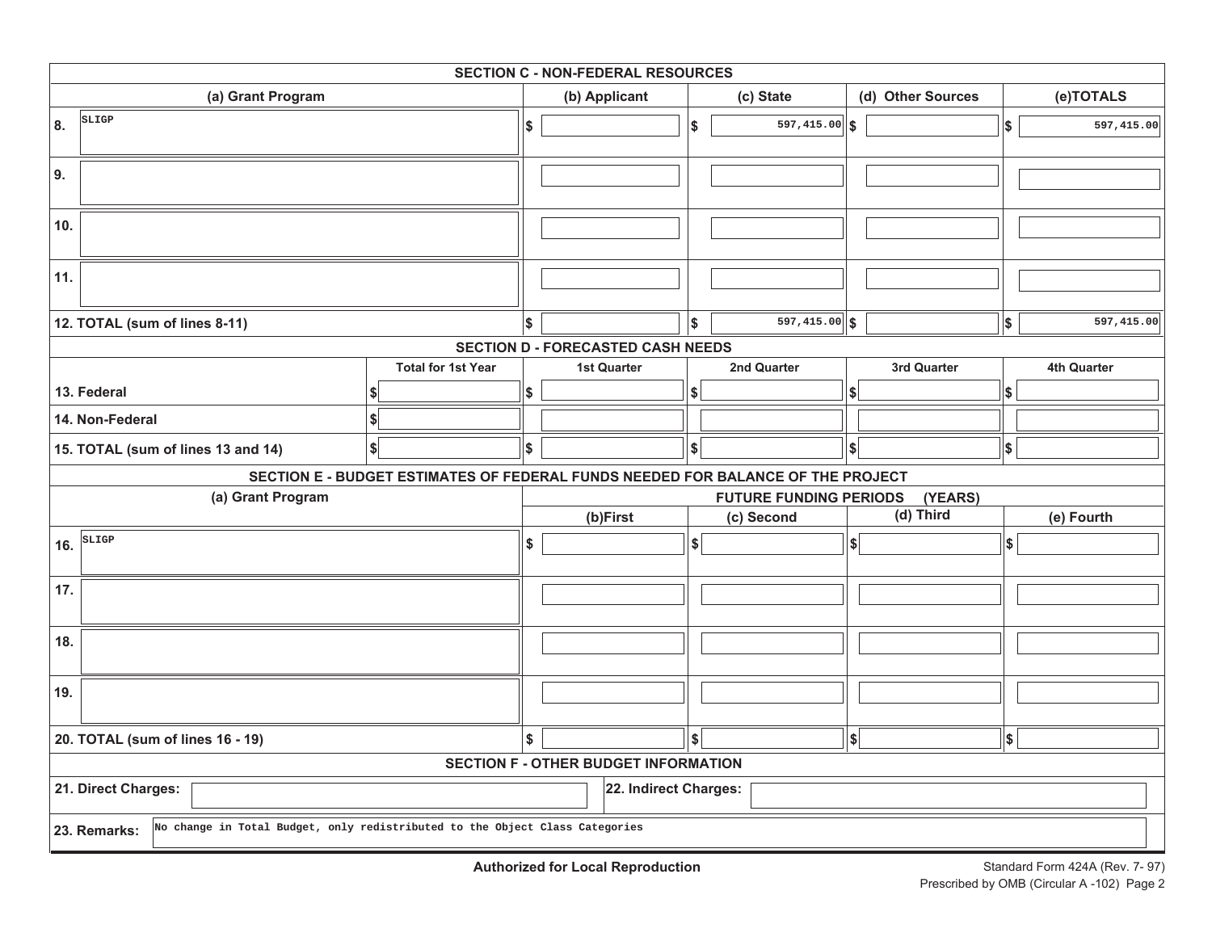## SECTION C - NON-FEDERAL RESOURCES

| (a) Grant Program | (b) Applicant | (c) State | (d) Other Sources | (e)TOTALS |
|---|---|---|---|---|
| 8. SLIGP | $ | $ 597,415.00 | $ | $ 597,415.00 |
| 9. | | | | |
| 10. | | | | |
| 11. | | | | |
| 12. TOTAL (sum of lines 8-11) | $ | $ 597,415.00 | $ | $ 597,415.00 |

## SECTION D - FORECASTED CASH NEEDS

| | Total for 1st Year | 1st Quarter | 2nd Quarter | 3rd Quarter | 4th Quarter |
|---|---|---|---|---|---|
| 13. Federal | $ | $ | $ | $ | $ |
| 14. Non-Federal | $ | | | | |
| 15. TOTAL (sum of lines 13 and 14) | $ | $ | $ | $ | $ |

## SECTION E - BUDGET ESTIMATES OF FEDERAL FUNDS NEEDED FOR BALANCE OF THE PROJECT

| (a) Grant Program | FUTURE FUNDING PERIODS (YEARS) | | | |
|---|---|---|---|---|
| | (b)First | (c) Second | (d) Third | (e) Fourth |
| 16. SLIGP | $ | $ | $ | $ |
| 17. | | | | |
| 18. | | | | |
| 19. | | | | |
| 20. TOTAL (sum of lines 16 - 19) | $ | $ | $ | $ |

## SECTION F - OTHER BUDGET INFORMATION

| 21. Direct Charges: | 22. Indirect Charges: |
|---|---|
| | |

23. Remarks: No change in Total Budget, only redistributed to the Object Class Categories

**Authorized for Local Reproduction**

Standard Form 424A (Rev. 7- 97)
Prescribed by OMB (Circular A -102) Page 2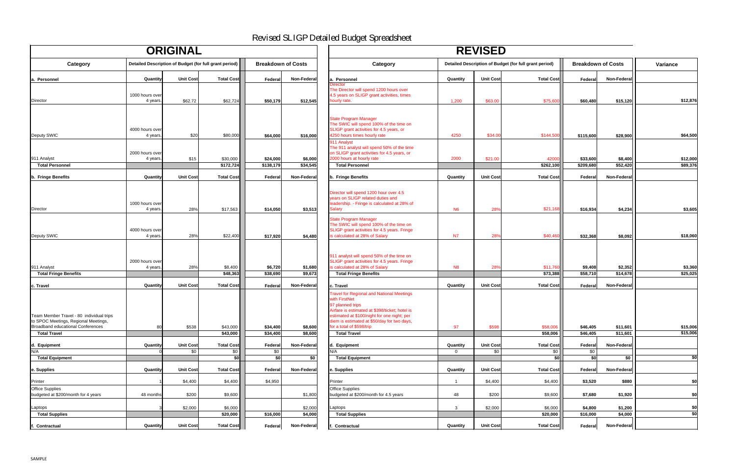# Revised SLIGP Detailed Budget Spreadsheet

## ORIGINAL

| Category | Detailed Description of Budget (for full grant period) | | | Breakdown of Costs | |
|---|---|---|---|---|---|
| **a. Personnel** | **Quantity** | **Unit Cost** | **Total Cost** | **Federal** | **Non-Federal** |
| Director | 1000 hours over 4 years. | $62.72 | $62,724 | **$50,179** | **$12,545** |
| Deputy SWIC | 4000 hours over 4 years. | $20 | $80,000 | **$64,000** | **$16,000** |
| 911 Analyst | 2000 hours over 4 years. | $15 | $30,000 | **$24,000** | **$6,000** |
| **Total Personnel** | | | **$172,724** | **$138,179** | **$34,545** |
| **b. Fringe Benefits** | **Quantity** | **Unit Cost** | **Total Cost** | **Federal** | **Non-Federal** |
| Director | 1000 hours over 4 years. | 28% | $17,563 | **$14,050** | **$3,513** |
| Deputy SWIC | 4000 hours over 4 years. | 28% | $22,400 | **$17,920** | **$4,480** |
| 911 Analyst | 2000 hours over 4 years. | 28% | $8,400 | **$6,720** | **$1,680** |
| **Total Fringe Benefits** | | | **$48,363** | **$38,690** | **$9,673** |
| **c. Travel** | **Quantity** | **Unit Cost** | **Total Cost** | **Federal** | **Non-Federal** |
| Team Member Travel - 80 individual trips to SPOC Meetings, Regional Meetings, Broadband educational Conferences | 80 | $538 | $43,000 | **$34,400** | **$8,600** |
| **Total Travel** | | | **$43,000** | **$34,400** | **$8,600** |
| **d. Equipment** | **Quantity** | **Unit Cost** | **Total Cost** | **Federal** | **Non-Federal** |
| N/A | 0 | $0 | $0 | $0 | |
| **Total Equipment** | | | **$0** | **$0** | **$0** |
| **e. Supplies** | **Quantity** | **Unit Cost** | **Total Cost** | **Federal** | **Non-Federal** |
| Printer | 1 | $4,400 | $4,400 | $4,950 | |
| Office Supplies budgeted at $200/month for 4 years | 48 months | $200 | $9,600 | | $1,800 |
| Laptops | 3 | $2,000 | $6,000 | | $2,000 |
| **Total Supplies** | | | **$20,000** | **$16,000** | **$4,000** |
| **f. Contractual** | **Quantity** | **Unit Cost** | **Total Cost** | **Federal** | **Non-Federal** |

## REVISED

| Category | Detailed Description of Budget (for full grant period) | | | Breakdown of Costs | | Variance |
|---|---|---|---|---|---|---|
| **a. Personnel** | **Quantity** | **Unit Cost** | **Total Cost** | **Federal** | **Non-Federal** | |
| Director<br>The Director will spend 1200 hours over 4.5 years on SLIGP grant activities, times hourly rate. | 1,200 | $63.00 | $75,600 | **$60,480** | **$15,120** | **$12,876** |
| State Program Manager<br>The SWIC will spend 100% of the time on SLIGP grant activities for 4.5 years, or 4250 hours times hourly rate | 4250 | $34.00 | $144,500 | **$115,600** | **$28,900** | **$64,500** |
| 911 Analyst<br>The 911 analyst will spend 50% of the time on SLIGP grant activities for 4.5 years, or 2000 hours at hourly rate | 2000 | $21.00 | 42000 | **$33,600** | **$8,400** | **$12,000** |
| **Total Personnel** | | | **$262,100** | **$209,680** | **$52,420** | **$89,376** |
| **b. Fringe Benefits** | **Quantity** | **Unit Cost** | **Total Cost** | **Federal** | **Non-Federal** | |
| Director will spend 1200 hour over 4.5 years on SLIGP related duties and leadership. - Fringe is calculated at 28% of Salary | N6 | 28% | $21,168 | **$16,934** | **$4,234** | **$3,605** |
| State Program Manager<br>The SWIC will spend 100% of the time on SLIGP grant activities for 4.5 years. Fringe is calculated at 28% of Salary | N7 | 28% | $40,460 | **$32,368** | **$8,092** | **$18,060** |
| 911 analyst will spend 50% of the time on SLIGP grant activities for 4.5 years. Fringe is calculated at 28% of Salary | N8 | 28% | $11,760 | **$9,408** | **$2,352** | **$3,360** |
| **Total Fringe Benefits** | | | **$73,388** | **$58,710** | **$14,678** | **$25,025** |
| **c. Travel** | **Quantity** | **Unit Cost** | **Total Cost** | **Federal** | **Non-Federal** | |
| Travel for Regional and National Meetings with FirstNet<br>97 planned trips<br>Airfare is estimated at $398/ticket; hotel is estimated at $100/night for one night; per diem is estimated at $50/day for two days, for a total of $598/trip | 97 | $598 | $58,006 | **$46,405** | **$11,601** | **$15,006** |
| **Total Travel** | | | **$58,006** | **$46,405** | **$11,601** | **$15,006** |
| **d. Equipment** | **Quantity** | **Unit Cost** | **Total Cost** | **Federal** | **Non-Federal** | |
| N/A | 0 | $0 | $0 | $0 | | |
| **Total Equipment** | | | **$0** | **$0** | **$0** | **$0** |
| **e. Supplies** | **Quantity** | **Unit Cost** | **Total Cost** | **Federal** | **Non-Federal** | |
| Printer | 1 | $4,400 | $4,400 | **$3,520** | **$880** | **$0** |
| Office Supplies budgeted at $200/month for 4.5 years | 48 | $200 | $9,600 | **$7,680** | **$1,920** | **$0** |
| Laptops | 3 | $2,000 | $6,000 | **$4,800** | **$1,200** | **$0** |
| **Total Supplies** | | | **$20,000** | **$16,000** | **$4,000** | **$0** |
| **f. Contractual** | **Quantity** | **Unit Cost** | **Total Cost** | **Federal** | **Non-Federal** | |

SAMPLE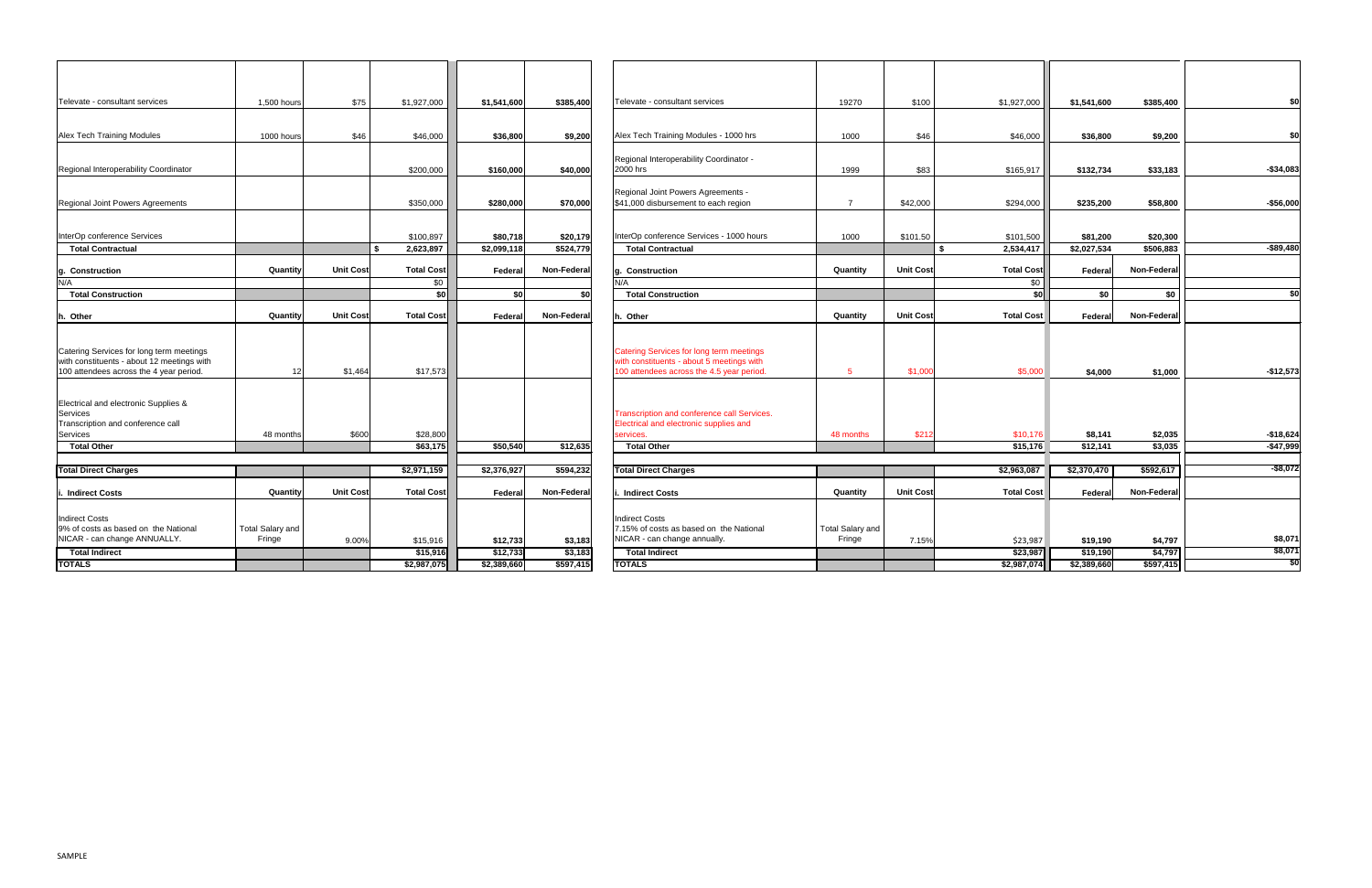| | | | | | | | | | | | | | |
|---|---|---|---|---|---|---|---|---|---|---|---|---|---|
| Televate - consultant services | 1,500 hours | $75 | $1,927,000 | $1,541,600 | $385,400 | Televate - consultant services | 19270 | $100 | $1,927,000 | $1,541,600 | $385,400 | $0 |
| Alex Tech Training Modules | 1000 hours | $46 | $46,000 | $36,800 | $9,200 | Alex Tech Training Modules - 1000 hrs | 1000 | $46 | $46,000 | $36,800 | $9,200 | $0 |
| Regional Interoperability Coordinator | | | $200,000 | $160,000 | $40,000 | Regional Interoperability Coordinator - 2000 hrs | 1999 | $83 | $165,917 | $132,734 | $33,183 | -$34,083 |
| Regional Joint Powers Agreements | | | $350,000 | $280,000 | $70,000 | Regional Joint Powers Agreements - $41,000 disbursement to each region | 7 | $42,000 | $294,000 | $235,200 | $58,800 | -$56,000 |
| InterOp conference Services | | | $100,897 | $80,718 | $20,179 | InterOp conference Services - 1000 hours | 1000 | $101.50 | $101,500 | $81,200 | $20,300 | |
| **Total Contractual** | | | $ 2,623,897 | $2,099,118 | $524,779 | **Total Contractual** | | | $ 2,534,417 | $2,027,534 | $506,883 | -$89,480 |
| **g. Construction** | **Quantity** | **Unit Cost** | **Total Cost** | **Federal** | **Non-Federal** | **g. Construction** | **Quantity** | **Unit Cost** | **Total Cost** | **Federal** | **Non-Federal** | |
| N/A | | | $0 | | | N/A | | | $0 | | | |
| **Total Construction** | | | $0 | $0 | $0 | **Total Construction** | | | $0 | $0 | $0 | $0 |
| **h. Other** | **Quantity** | **Unit Cost** | **Total Cost** | **Federal** | **Non-Federal** | **h. Other** | **Quantity** | **Unit Cost** | **Total Cost** | **Federal** | **Non-Federal** | |
| Catering Services for long term meetings with constituents - about 12 meetings with 100 attendees across the 4 year period. | 12 | $1,464 | $17,573 | | | Catering Services for long term meetings with constituents - about 5 meetings with 100 attendees across the 4.5 year period. | 5 | $1,000 | $5,000 | $4,000 | $1,000 | -$12,573 |
| Electrical and electronic Supplies & Services Transcription and conference call Services | 48 months | $600 | $28,800 | | | Transcription and conference call Services. Electrical and electronic supplies and services. | 48 months | $212 | $10,176 | $8,141 | $2,035 | -$18,624 |
| **Total Other** | | | $63,175 | $50,540 | $12,635 | **Total Other** | | | $15,176 | $12,141 | $3,035 | -$47,999 |
| **Total Direct Charges** | | | $2,971,159 | $2,376,927 | $594,232 | **Total Direct Charges** | | | $2,963,087 | $2,370,470 | $592,617 | -$8,072 |
| **i. Indirect Costs** | **Quantity** | **Unit Cost** | **Total Cost** | **Federal** | **Non-Federal** | **i. Indirect Costs** | **Quantity** | **Unit Cost** | **Total Cost** | **Federal** | **Non-Federal** | |
| Indirect Costs 9% of costs as based on the National NICAR - can change ANNUALLY. | Total Salary and Fringe | 9.00% | $15,916 | $12,733 | $3,183 | Indirect Costs 7.15% of costs as based on the National NICAR - can change annually. | Total Salary and Fringe | 7.15% | $23,987 | $19,190 | $4,797 | $8,071 |
| **Total Indirect** | | | $15,916 | $12,733 | $3,183 | **Total Indirect** | | | $23,987 | $19,190 | $4,797 | $8,071 |
| **TOTALS** | | | $2,987,075 | $2,389,660 | $597,415 | **TOTALS** | | | $2,987,074 | $2,389,660 | $597,415 | $0 |

SAMPLE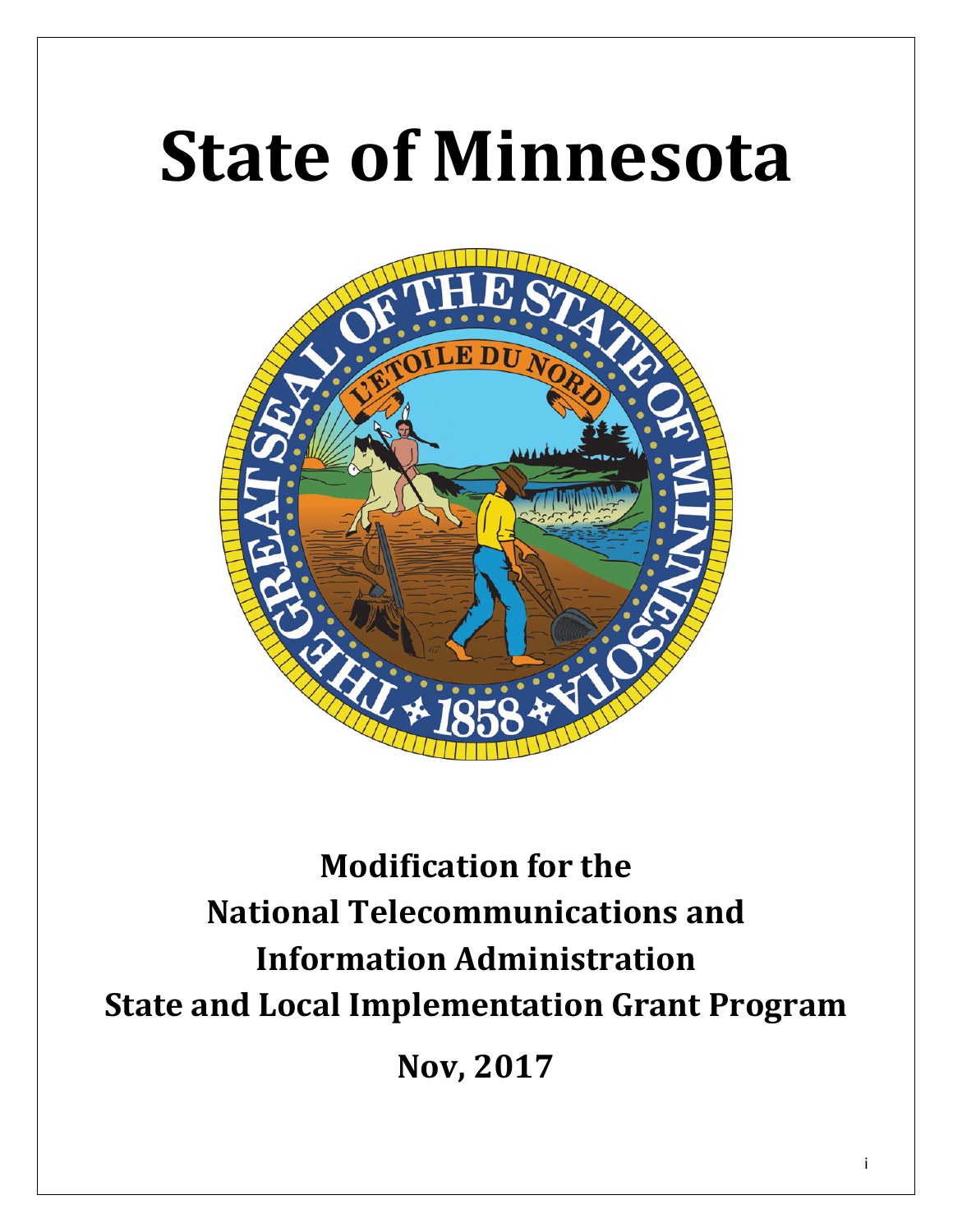# State of Minnesota

**Modification for the**
**National Telecommunications and**
**Information Administration**
**State and Local Implementation Grant Program**

**Nov, 2017**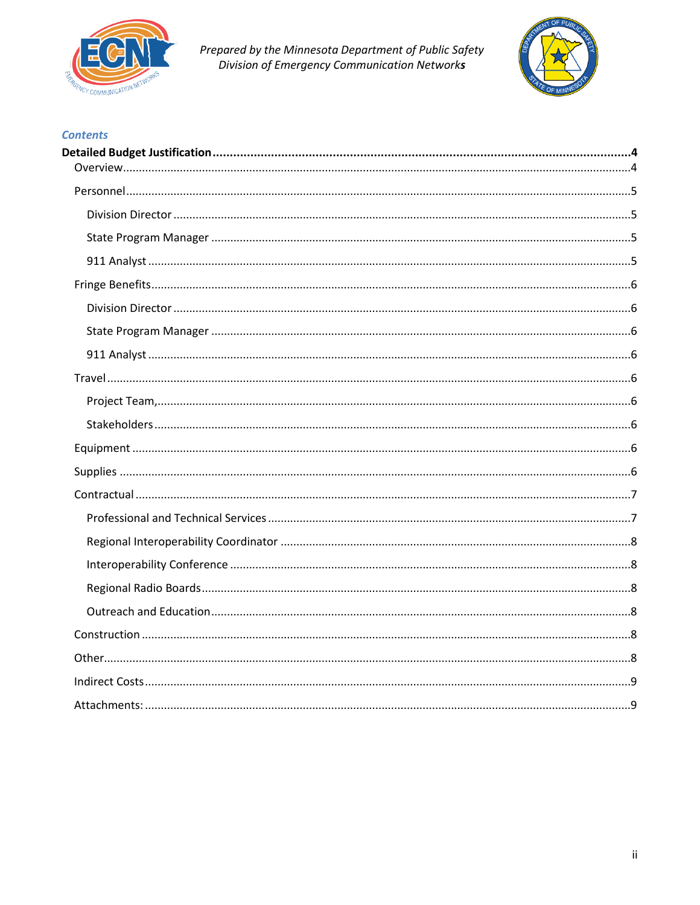Prepared by the Minnesota Department of Public Safety
Division of Emergency Communication Networks

*Contents*

**Detailed Budget Justification ....4**

- Overview....4
- Personnel....5
  - Division Director ....5
  - State Program Manager ....5
  - 911 Analyst ....5
- Fringe Benefits....6
  - Division Director ....6
  - State Program Manager ....6
  - 911 Analyst ....6
- Travel....6
  - Project Team,....6
  - Stakeholders....6
- Equipment ....6
- Supplies ....6
- Contractual ....7
  - Professional and Technical Services ....7
  - Regional Interoperability Coordinator ....8
  - Interoperability Conference ....8
  - Regional Radio Boards....8
  - Outreach and Education....8
- Construction ....8
- Other....8
- Indirect Costs....9
- Attachments: ....9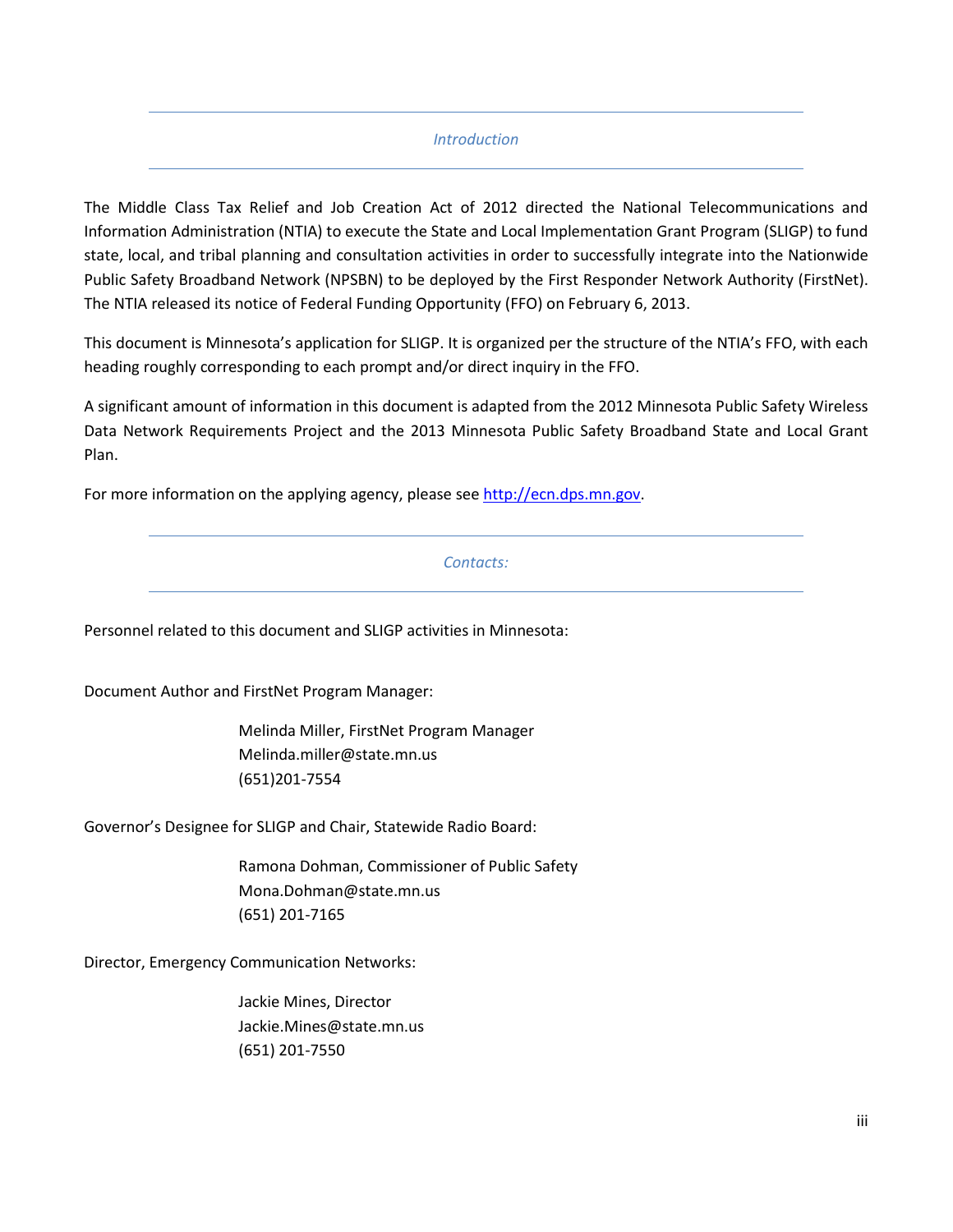## *Introduction*

The Middle Class Tax Relief and Job Creation Act of 2012 directed the National Telecommunications and Information Administration (NTIA) to execute the State and Local Implementation Grant Program (SLIGP) to fund state, local, and tribal planning and consultation activities in order to successfully integrate into the Nationwide Public Safety Broadband Network (NPSBN) to be deployed by the First Responder Network Authority (FirstNet). The NTIA released its notice of Federal Funding Opportunity (FFO) on February 6, 2013.

This document is Minnesota's application for SLIGP. It is organized per the structure of the NTIA's FFO, with each heading roughly corresponding to each prompt and/or direct inquiry in the FFO.

A significant amount of information in this document is adapted from the 2012 Minnesota Public Safety Wireless Data Network Requirements Project and the 2013 Minnesota Public Safety Broadband State and Local Grant Plan.

For more information on the applying agency, please see [http://ecn.dps.mn.gov](http://ecn.dps.mn.gov).

## *Contacts:*

Personnel related to this document and SLIGP activities in Minnesota:

Document Author and FirstNet Program Manager:

> Melinda Miller, FirstNet Program Manager
> Melinda.miller@state.mn.us
> (651)201-7554

Governor's Designee for SLIGP and Chair, Statewide Radio Board:

> Ramona Dohman, Commissioner of Public Safety
> Mona.Dohman@state.mn.us
> (651) 201-7165

Director, Emergency Communication Networks:

> Jackie Mines, Director
> Jackie.Mines@state.mn.us
> (651) 201-7550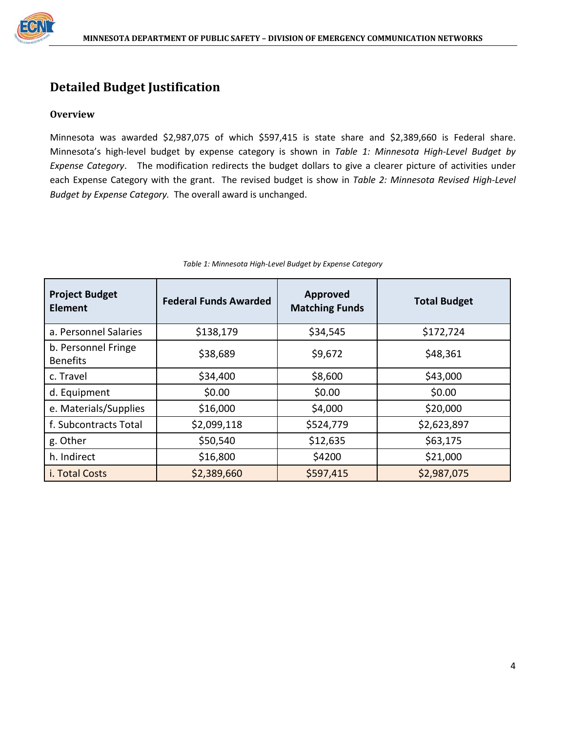## Detailed Budget Justification

### Overview

Minnesota was awarded $2,987,075 of which $597,415 is state share and $2,389,660 is Federal share. Minnesota's high-level budget by expense category is shown in *Table 1: Minnesota High-Level Budget by Expense Category*. The modification redirects the budget dollars to give a clearer picture of activities under each Expense Category with the grant. The revised budget is show in *Table 2: Minnesota Revised High-Level Budget by Expense Category.* The overall award is unchanged.

*Table 1: Minnesota High-Level Budget by Expense Category*

| Project Budget Element | Federal Funds Awarded | Approved Matching Funds | Total Budget |
|---|---|---|---|
| a. Personnel Salaries | $138,179 | $34,545 | $172,724 |
| b. Personnel Fringe Benefits | $38,689 | $9,672 | $48,361 |
| c. Travel | $34,400 | $8,600 | $43,000 |
| d. Equipment | $0.00 | $0.00 | $0.00 |
| e. Materials/Supplies | $16,000 | $4,000 | $20,000 |
| f. Subcontracts Total | $2,099,118 | $524,779 | $2,623,897 |
| g. Other | $50,540 | $12,635 | $63,175 |
| h. Indirect | $16,800 | $4200 | $21,000 |
| i. Total Costs | $2,389,660 | $597,415 | $2,987,075 |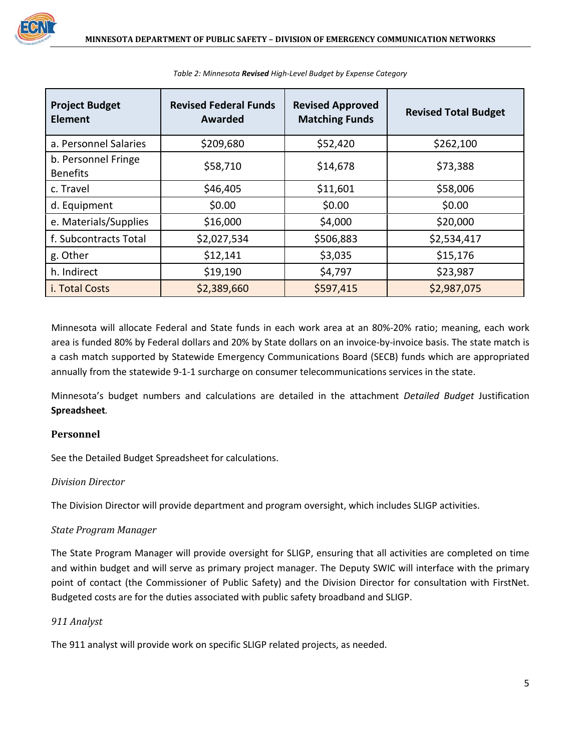*Table 2: Minnesota **Revised** High-Level Budget by Expense Category*

| Project Budget Element | Revised Federal Funds Awarded | Revised Approved Matching Funds | Revised Total Budget |
|---|---|---|---|
| a. Personnel Salaries | $209,680 | $52,420 | $262,100 |
| b. Personnel Fringe Benefits | $58,710 | $14,678 | $73,388 |
| c. Travel | $46,405 | $11,601 | $58,006 |
| d. Equipment | $0.00 | $0.00 | $0.00 |
| e. Materials/Supplies | $16,000 | $4,000 | $20,000 |
| f. Subcontracts Total | $2,027,534 | $506,883 | $2,534,417 |
| g. Other | $12,141 | $3,035 | $15,176 |
| h. Indirect | $19,190 | $4,797 | $23,987 |
| i. Total Costs | $2,389,660 | $597,415 | $2,987,075 |

Minnesota will allocate Federal and State funds in each work area at an 80%-20% ratio; meaning, each work area is funded 80% by Federal dollars and 20% by State dollars on an invoice-by-invoice basis. The state match is a cash match supported by Statewide Emergency Communications Board (SECB) funds which are appropriated annually from the statewide 9-1-1 surcharge on consumer telecommunications services in the state.

Minnesota's budget numbers and calculations are detailed in the attachment *Detailed Budget* Justification **Spreadsheet**.

### Personnel

See the Detailed Budget Spreadsheet for calculations.

*Division Director*

The Division Director will provide department and program oversight, which includes SLIGP activities.

*State Program Manager*

The State Program Manager will provide oversight for SLIGP, ensuring that all activities are completed on time and within budget and will serve as primary project manager. The Deputy SWIC will interface with the primary point of contact (the Commissioner of Public Safety) and the Division Director for consultation with FirstNet. Budgeted costs are for the duties associated with public safety broadband and SLIGP.

*911 Analyst*

The 911 analyst will provide work on specific SLIGP related projects, as needed.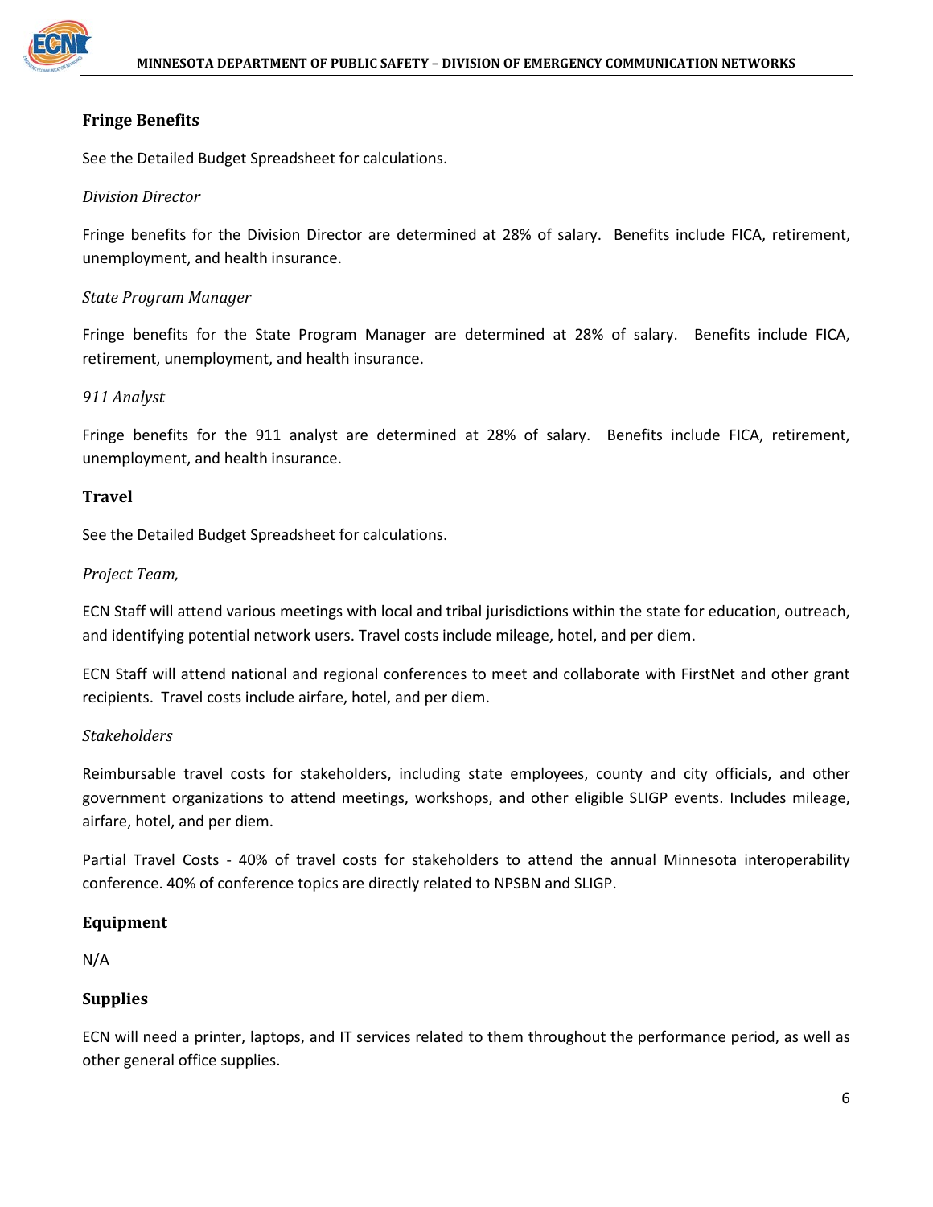## Fringe Benefits

See the Detailed Budget Spreadsheet for calculations.

### *Division Director*

Fringe benefits for the Division Director are determined at 28% of salary. Benefits include FICA, retirement, unemployment, and health insurance.

### *State Program Manager*

Fringe benefits for the State Program Manager are determined at 28% of salary. Benefits include FICA, retirement, unemployment, and health insurance.

### *911 Analyst*

Fringe benefits for the 911 analyst are determined at 28% of salary. Benefits include FICA, retirement, unemployment, and health insurance.

## Travel

See the Detailed Budget Spreadsheet for calculations.

### *Project Team,*

ECN Staff will attend various meetings with local and tribal jurisdictions within the state for education, outreach, and identifying potential network users. Travel costs include mileage, hotel, and per diem.

ECN Staff will attend national and regional conferences to meet and collaborate with FirstNet and other grant recipients. Travel costs include airfare, hotel, and per diem.

### *Stakeholders*

Reimbursable travel costs for stakeholders, including state employees, county and city officials, and other government organizations to attend meetings, workshops, and other eligible SLIGP events. Includes mileage, airfare, hotel, and per diem.

Partial Travel Costs - 40% of travel costs for stakeholders to attend the annual Minnesota interoperability conference. 40% of conference topics are directly related to NPSBN and SLIGP.

## Equipment

N/A

## Supplies

ECN will need a printer, laptops, and IT services related to them throughout the performance period, as well as other general office supplies.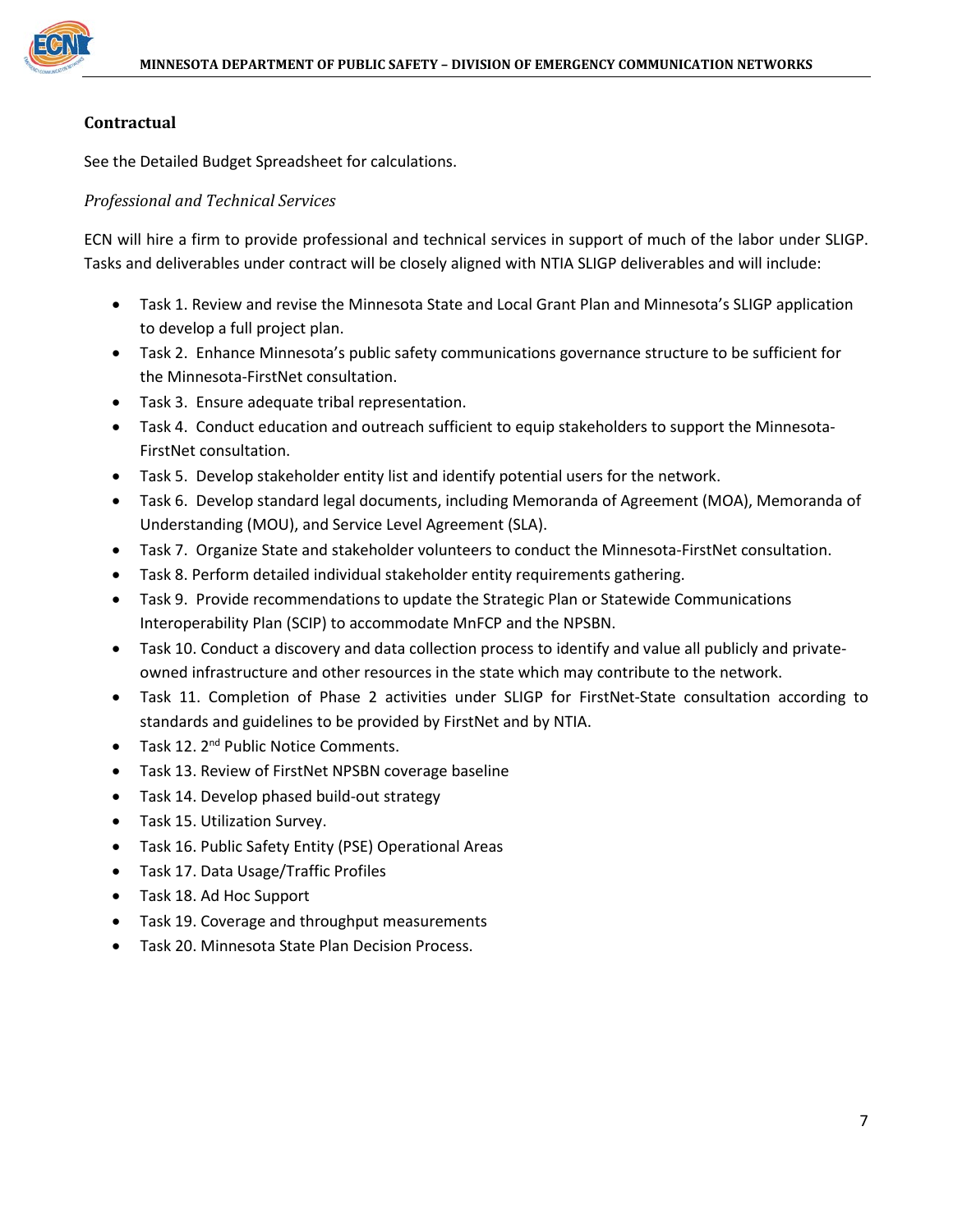### Contractual

See the Detailed Budget Spreadsheet for calculations.

*Professional and Technical Services*

ECN will hire a firm to provide professional and technical services in support of much of the labor under SLIGP. Tasks and deliverables under contract will be closely aligned with NTIA SLIGP deliverables and will include:

- Task 1. Review and revise the Minnesota State and Local Grant Plan and Minnesota's SLIGP application to develop a full project plan.
- Task 2. Enhance Minnesota's public safety communications governance structure to be sufficient for the Minnesota-FirstNet consultation.
- Task 3. Ensure adequate tribal representation.
- Task 4. Conduct education and outreach sufficient to equip stakeholders to support the Minnesota-FirstNet consultation.
- Task 5. Develop stakeholder entity list and identify potential users for the network.
- Task 6. Develop standard legal documents, including Memoranda of Agreement (MOA), Memoranda of Understanding (MOU), and Service Level Agreement (SLA).
- Task 7. Organize State and stakeholder volunteers to conduct the Minnesota-FirstNet consultation.
- Task 8. Perform detailed individual stakeholder entity requirements gathering.
- Task 9. Provide recommendations to update the Strategic Plan or Statewide Communications Interoperability Plan (SCIP) to accommodate MnFCP and the NPSBN.
- Task 10. Conduct a discovery and data collection process to identify and value all publicly and private-owned infrastructure and other resources in the state which may contribute to the network.
- Task 11. Completion of Phase 2 activities under SLIGP for FirstNet-State consultation according to standards and guidelines to be provided by FirstNet and by NTIA.
- Task 12. 2nd Public Notice Comments.
- Task 13. Review of FirstNet NPSBN coverage baseline
- Task 14. Develop phased build-out strategy
- Task 15. Utilization Survey.
- Task 16. Public Safety Entity (PSE) Operational Areas
- Task 17. Data Usage/Traffic Profiles
- Task 18. Ad Hoc Support
- Task 19. Coverage and throughput measurements
- Task 20. Minnesota State Plan Decision Process.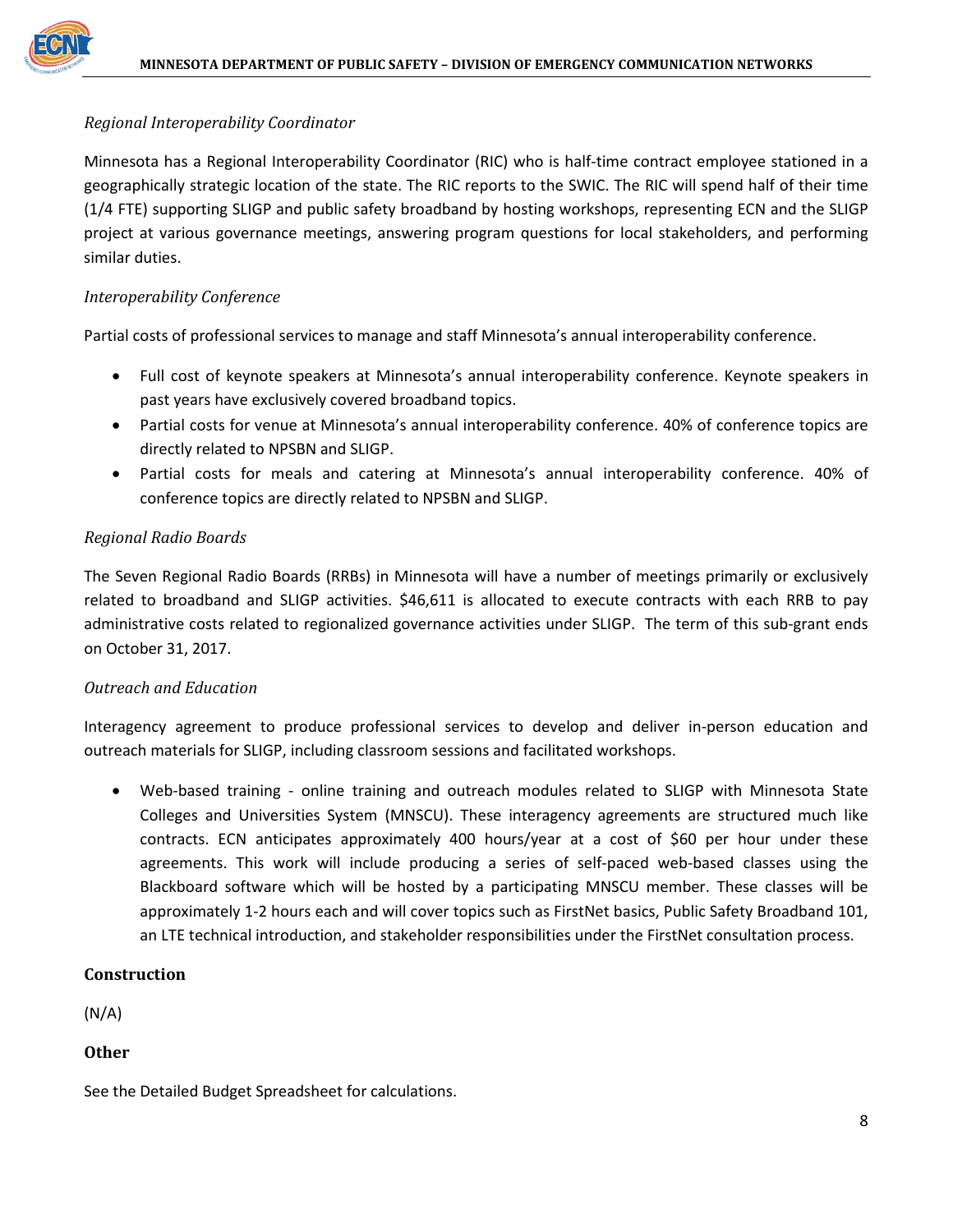*Regional Interoperability Coordinator*

Minnesota has a Regional Interoperability Coordinator (RIC) who is half-time contract employee stationed in a geographically strategic location of the state. The RIC reports to the SWIC. The RIC will spend half of their time (1/4 FTE) supporting SLIGP and public safety broadband by hosting workshops, representing ECN and the SLIGP project at various governance meetings, answering program questions for local stakeholders, and performing similar duties.

*Interoperability Conference*

Partial costs of professional services to manage and staff Minnesota's annual interoperability conference.

- Full cost of keynote speakers at Minnesota's annual interoperability conference. Keynote speakers in past years have exclusively covered broadband topics.
- Partial costs for venue at Minnesota's annual interoperability conference. 40% of conference topics are directly related to NPSBN and SLIGP.
- Partial costs for meals and catering at Minnesota's annual interoperability conference. 40% of conference topics are directly related to NPSBN and SLIGP.

*Regional Radio Boards*

The Seven Regional Radio Boards (RRBs) in Minnesota will have a number of meetings primarily or exclusively related to broadband and SLIGP activities. $46,611 is allocated to execute contracts with each RRB to pay administrative costs related to regionalized governance activities under SLIGP. The term of this sub-grant ends on October 31, 2017.

*Outreach and Education*

Interagency agreement to produce professional services to develop and deliver in-person education and outreach materials for SLIGP, including classroom sessions and facilitated workshops.

- Web-based training - online training and outreach modules related to SLIGP with Minnesota State Colleges and Universities System (MNSCU). These interagency agreements are structured much like contracts. ECN anticipates approximately 400 hours/year at a cost of $60 per hour under these agreements. This work will include producing a series of self-paced web-based classes using the Blackboard software which will be hosted by a participating MNSCU member. These classes will be approximately 1-2 hours each and will cover topics such as FirstNet basics, Public Safety Broadband 101, an LTE technical introduction, and stakeholder responsibilities under the FirstNet consultation process.

**Construction**

(N/A)

**Other**

See the Detailed Budget Spreadsheet for calculations.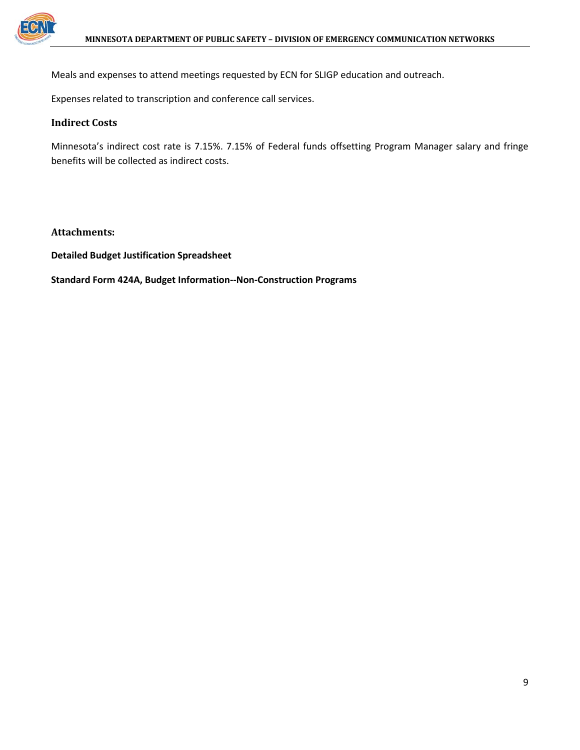Meals and expenses to attend meetings requested by ECN for SLIGP education and outreach.

Expenses related to transcription and conference call services.

### Indirect Costs

Minnesota's indirect cost rate is 7.15%. 7.15% of Federal funds offsetting Program Manager salary and fringe benefits will be collected as indirect costs.

### Attachments:

**Detailed Budget Justification Spreadsheet**

**Standard Form 424A, Budget Information--Non-Construction Programs**